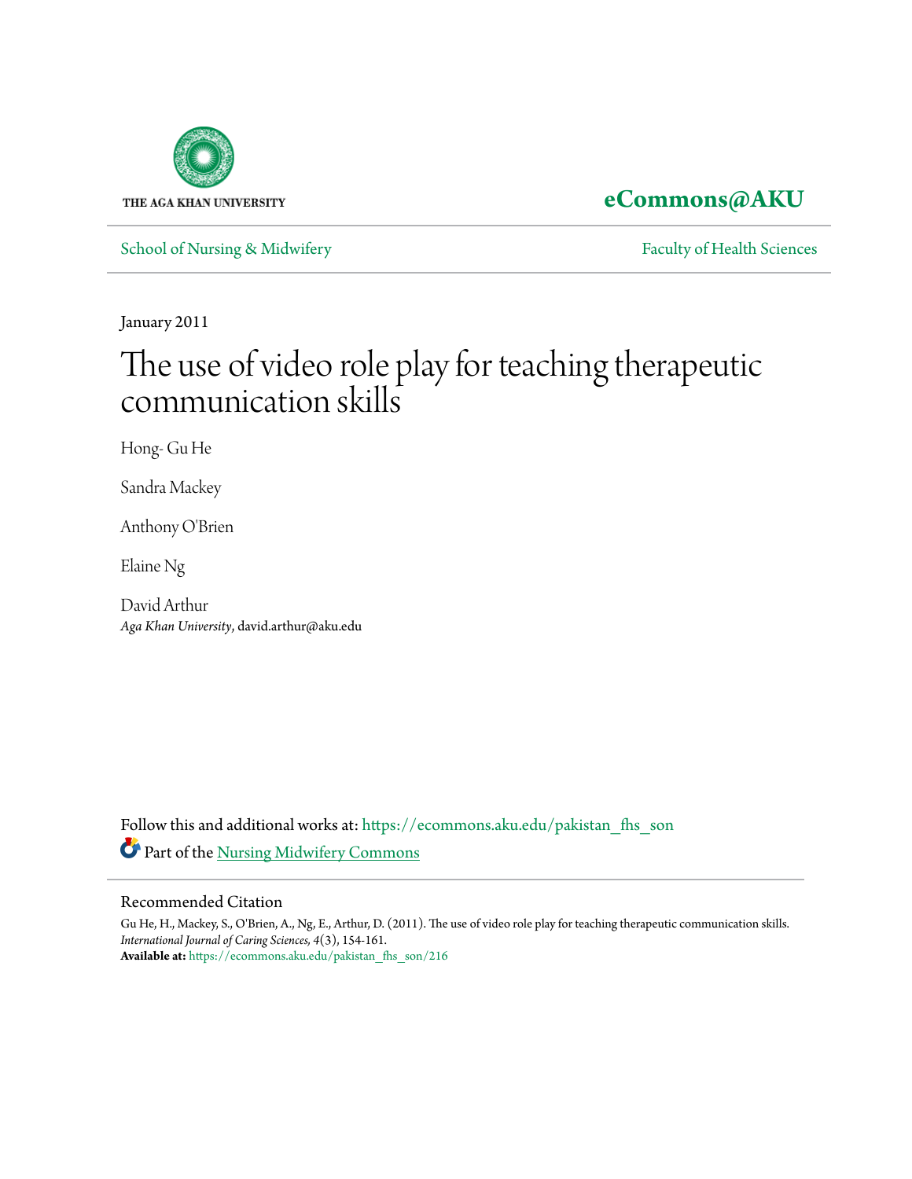THE AGA KHAN UNIVERSITY

**eCommons@AKU**

School of Nursing & Midwifery | Faculty of Health Sciences

January 2011

# The use of video role play for teaching therapeutic communication skills

Hong- Gu He

Sandra Mackey

Anthony O'Brien

Elaine Ng

David Arthur
*Aga Khan University*, david.arthur@aku.edu

Follow this and additional works at: https://ecommons.aku.edu/pakistan_fhs_son

Part of the Nursing Midwifery Commons

## Recommended Citation

Gu He, H., Mackey, S., O'Brien, A., Ng, E., Arthur, D. (2011). The use of video role play for teaching therapeutic communication skills. *International Journal of Caring Sciences, 4*(3), 154-161.
**Available at:** https://ecommons.aku.edu/pakistan_fhs_son/216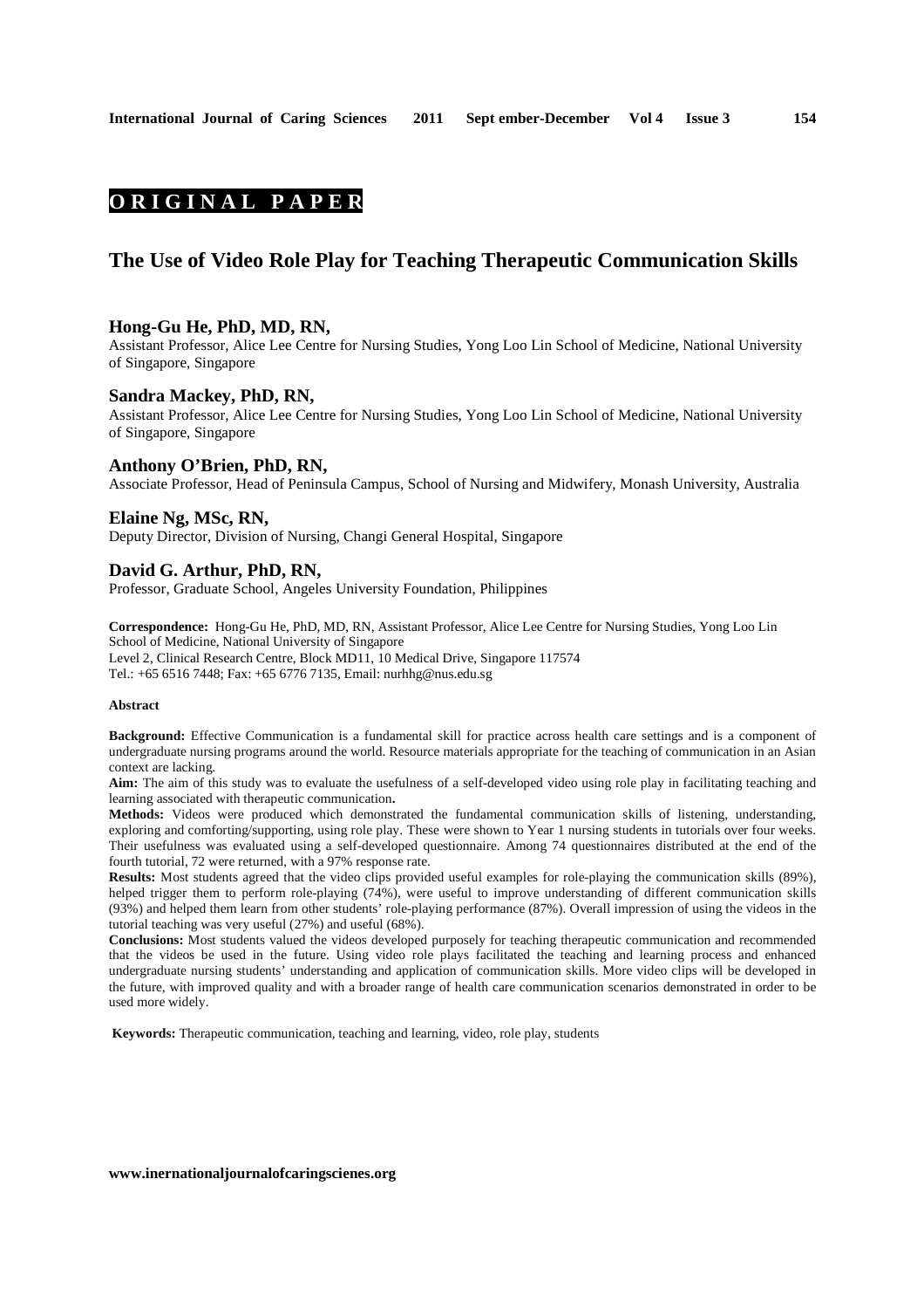**ORIGINAL PAPER**

# The Use of Video Role Play for Teaching Therapeutic Communication Skills

**Hong-Gu He, PhD, MD, RN,**
Assistant Professor, Alice Lee Centre for Nursing Studies, Yong Loo Lin School of Medicine, National University of Singapore, Singapore

**Sandra Mackey, PhD, RN,**
Assistant Professor, Alice Lee Centre for Nursing Studies, Yong Loo Lin School of Medicine, National University of Singapore, Singapore

**Anthony O'Brien, PhD, RN,**
Associate Professor, Head of Peninsula Campus, School of Nursing and Midwifery, Monash University, Australia

**Elaine Ng, MSc, RN,**
Deputy Director, Division of Nursing, Changi General Hospital, Singapore

**David G. Arthur, PhD, RN,**
Professor, Graduate School, Angeles University Foundation, Philippines

**Correspondence:** Hong-Gu He, PhD, MD, RN, Assistant Professor, Alice Lee Centre for Nursing Studies, Yong Loo Lin School of Medicine, National University of Singapore
Level 2, Clinical Research Centre, Block MD11, 10 Medical Drive, Singapore 117574
Tel.: +65 6516 7448; Fax: +65 6776 7135, Email: nurhhg@nus.edu.sg

**Abstract**

**Background:** Effective Communication is a fundamental skill for practice across health care settings and is a component of undergraduate nursing programs around the world. Resource materials appropriate for the teaching of communication in an Asian context are lacking.

**Aim:** The aim of this study was to evaluate the usefulness of a self-developed video using role play in facilitating teaching and learning associated with therapeutic communication**.**

**Methods:** Videos were produced which demonstrated the fundamental communication skills of listening, understanding, exploring and comforting/supporting, using role play. These were shown to Year 1 nursing students in tutorials over four weeks. Their usefulness was evaluated using a self-developed questionnaire. Among 74 questionnaires distributed at the end of the fourth tutorial, 72 were returned, with a 97% response rate.

**Results:** Most students agreed that the video clips provided useful examples for role-playing the communication skills (89%), helped trigger them to perform role-playing (74%), were useful to improve understanding of different communication skills (93%) and helped them learn from other students' role-playing performance (87%). Overall impression of using the videos in the tutorial teaching was very useful (27%) and useful (68%).

**Conclusions:** Most students valued the videos developed purposely for teaching therapeutic communication and recommended that the videos be used in the future. Using video role plays facilitated the teaching and learning process and enhanced undergraduate nursing students' understanding and application of communication skills. More video clips will be developed in the future, with improved quality and with a broader range of health care communication scenarios demonstrated in order to be used more widely.

**Keywords:** Therapeutic communication, teaching and learning, video, role play, students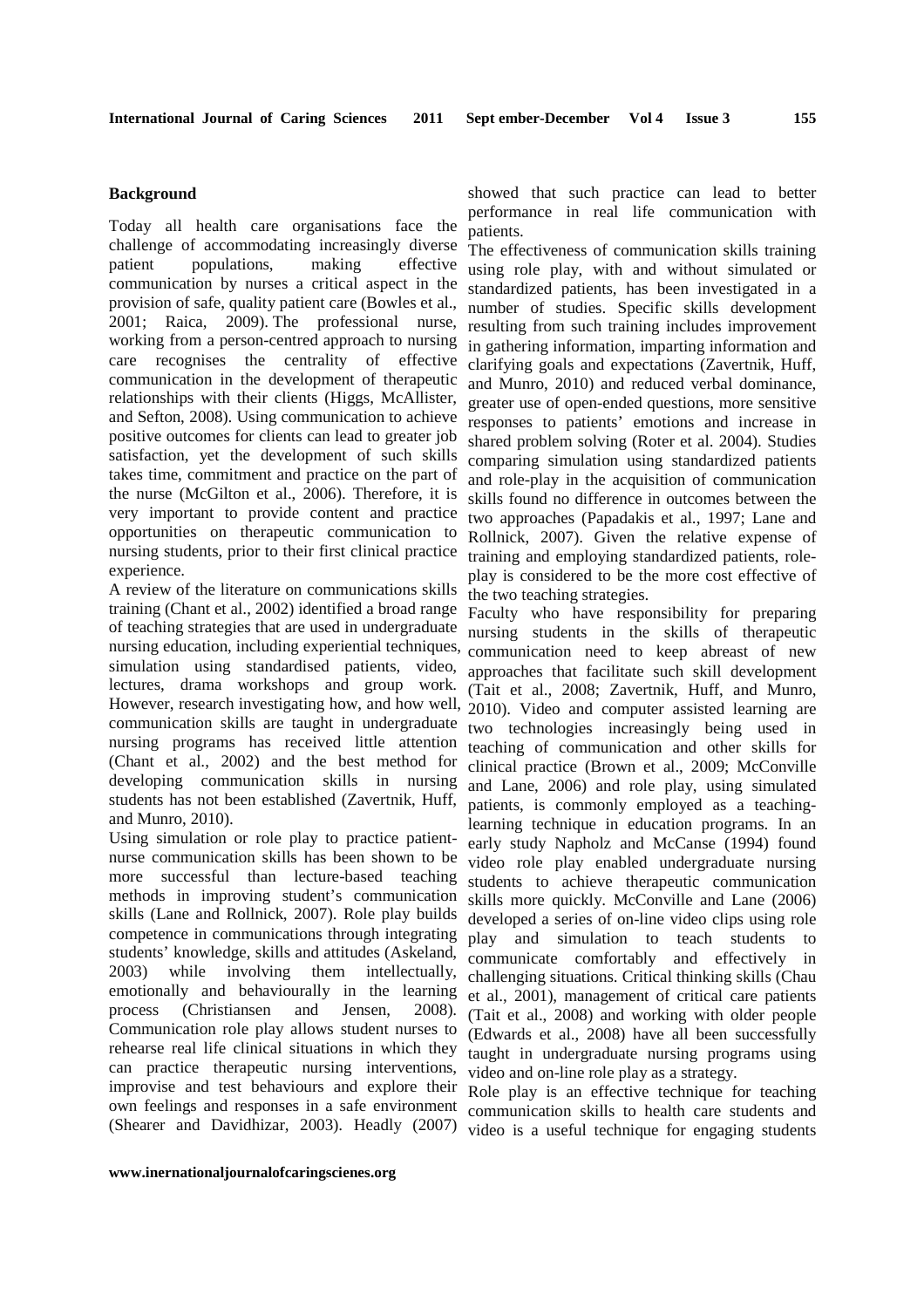## Background

Today all health care organisations face the challenge of accommodating increasingly diverse patient populations, making effective communication by nurses a critical aspect in the provision of safe, quality patient care (Bowles et al., 2001; Raica, 2009). The professional nurse, working from a person-centred approach to nursing care recognises the centrality of effective communication in the development of therapeutic relationships with their clients (Higgs, McAllister, and Sefton, 2008). Using communication to achieve positive outcomes for clients can lead to greater job satisfaction, yet the development of such skills takes time, commitment and practice on the part of the nurse (McGilton et al., 2006). Therefore, it is very important to provide content and practice opportunities on therapeutic communication to nursing students, prior to their first clinical practice experience.

A review of the literature on communications skills training (Chant et al., 2002) identified a broad range of teaching strategies that are used in undergraduate nursing education, including experiential techniques, simulation using standardised patients, video, lectures, drama workshops and group work. However, research investigating how, and how well, communication skills are taught in undergraduate nursing programs has received little attention (Chant et al., 2002) and the best method for developing communication skills in nursing students has not been established (Zavertnik, Huff, and Munro, 2010).

Using simulation or role play to practice patient-nurse communication skills has been shown to be more successful than lecture-based teaching methods in improving student's communication skills (Lane and Rollnick, 2007). Role play builds competence in communications through integrating students' knowledge, skills and attitudes (Askeland, 2003) while involving them intellectually, emotionally and behaviourally in the learning process (Christiansen and Jensen, 2008). Communication role play allows student nurses to rehearse real life clinical situations in which they can practice therapeutic nursing interventions, improvise and test behaviours and explore their own feelings and responses in a safe environment (Shearer and Davidhizar, 2003). Headly (2007) showed that such practice can lead to better performance in real life communication with patients.

The effectiveness of communication skills training using role play, with and without simulated or standardized patients, has been investigated in a number of studies. Specific skills development resulting from such training includes improvement in gathering information, imparting information and clarifying goals and expectations (Zavertnik, Huff, and Munro, 2010) and reduced verbal dominance, greater use of open-ended questions, more sensitive responses to patients' emotions and increase in shared problem solving (Roter et al. 2004). Studies comparing simulation using standardized patients and role-play in the acquisition of communication skills found no difference in outcomes between the two approaches (Papadakis et al., 1997; Lane and Rollnick, 2007). Given the relative expense of training and employing standardized patients, role-play is considered to be the more cost effective of the two teaching strategies.

Faculty who have responsibility for preparing nursing students in the skills of therapeutic communication need to keep abreast of new approaches that facilitate such skill development (Tait et al., 2008; Zavertnik, Huff, and Munro, 2010). Video and computer assisted learning are two technologies increasingly being used in teaching of communication and other skills for clinical practice (Brown et al., 2009; McConville and Lane, 2006) and role play, using simulated patients, is commonly employed as a teaching-learning technique in education programs. In an early study Napholz and McCanse (1994) found video role play enabled undergraduate nursing students to achieve therapeutic communication skills more quickly. McConville and Lane (2006) developed a series of on-line video clips using role play and simulation to teach students to communicate comfortably and effectively in challenging situations. Critical thinking skills (Chau et al., 2001), management of critical care patients (Tait et al., 2008) and working with older people (Edwards et al., 2008) have all been successfully taught in undergraduate nursing programs using video and on-line role play as a strategy.

Role play is an effective technique for teaching communication skills to health care students and video is a useful technique for engaging students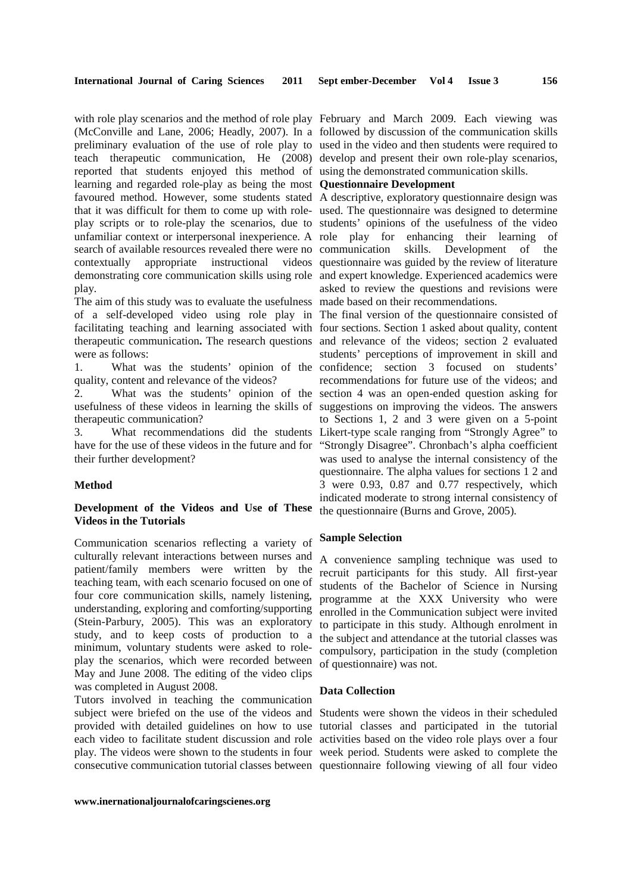with role play scenarios and the method of role play (McConville and Lane, 2006; Headly, 2007). In a preliminary evaluation of the use of role play to teach therapeutic communication, He (2008) reported that students enjoyed this method of learning and regarded role-play as being the most favoured method. However, some students stated that it was difficult for them to come up with role-play scripts or to role-play the scenarios, due to unfamiliar context or interpersonal inexperience. A search of available resources revealed there were no contextually appropriate instructional videos demonstrating core communication skills using role play.

The aim of this study was to evaluate the usefulness of a self-developed video using role play in facilitating teaching and learning associated with therapeutic communication**.** The research questions were as follows:

1. What was the students' opinion of the quality, content and relevance of the videos?
2. What was the students' opinion of the usefulness of these videos in learning the skills of therapeutic communication?
3. What recommendations did the students have for the use of these videos in the future and for their further development?

## Method

### Development of the Videos and Use of These Videos in the Tutorials

Communication scenarios reflecting a variety of culturally relevant interactions between nurses and patient/family members were written by the teaching team, with each scenario focused on one of four core communication skills, namely listening, understanding, exploring and comforting/supporting (Stein-Parbury, 2005). This was an exploratory study, and to keep costs of production to a minimum, voluntary students were asked to role-play the scenarios, which were recorded between May and June 2008. The editing of the video clips was completed in August 2008.

Tutors involved in teaching the communication subject were briefed on the use of the videos and provided with detailed guidelines on how to use each video to facilitate student discussion and role play. The videos were shown to the students in four consecutive communication tutorial classes between February and March 2009. Each viewing was followed by discussion of the communication skills used in the video and then students were required to develop and present their own role-play scenarios, using the demonstrated communication skills.

### Questionnaire Development

A descriptive, exploratory questionnaire design was used. The questionnaire was designed to determine students' opinions of the usefulness of the video role play for enhancing their learning of communication skills. Development of the questionnaire was guided by the review of literature and expert knowledge. Experienced academics were asked to review the questions and revisions were made based on their recommendations.

The final version of the questionnaire consisted of four sections. Section 1 asked about quality, content and relevance of the videos; section 2 evaluated students' perceptions of improvement in skill and confidence; section 3 focused on students' recommendations for future use of the videos; and section 4 was an open-ended question asking for suggestions on improving the videos. The answers to Sections 1, 2 and 3 were given on a 5-point Likert-type scale ranging from "Strongly Agree" to "Strongly Disagree". Chronbach's alpha coefficient was used to analyse the internal consistency of the questionnaire. The alpha values for sections 1 2 and 3 were 0.93, 0.87 and 0.77 respectively, which indicated moderate to strong internal consistency of the questionnaire (Burns and Grove, 2005).

### Sample Selection

A convenience sampling technique was used to recruit participants for this study. All first-year students of the Bachelor of Science in Nursing programme at the XXX University who were enrolled in the Communication subject were invited to participate in this study. Although enrolment in the subject and attendance at the tutorial classes was compulsory, participation in the study (completion of questionnaire) was not.

### Data Collection

Students were shown the videos in their scheduled tutorial classes and participated in the tutorial activities based on the video role plays over a four week period. Students were asked to complete the questionnaire following viewing of all four video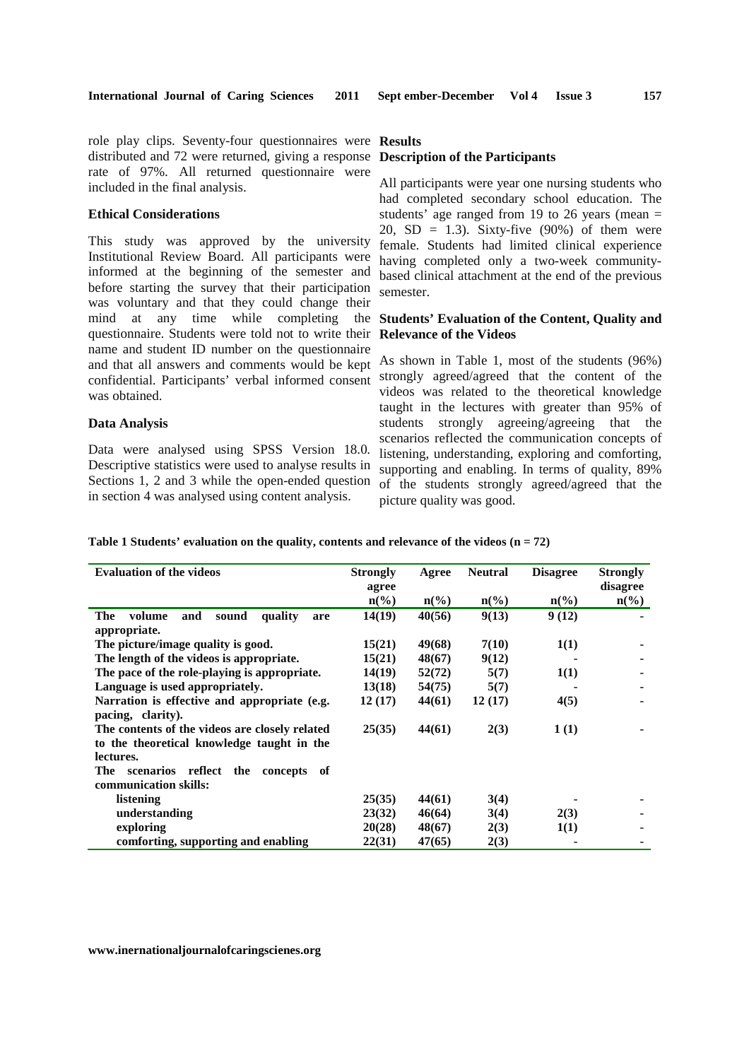role play clips. Seventy-four questionnaires were distributed and 72 were returned, giving a response rate of 97%. All returned questionnaire were included in the final analysis.

### Ethical Considerations

This study was approved by the university Institutional Review Board. All participants were informed at the beginning of the semester and before starting the survey that their participation was voluntary and that they could change their mind at any time while completing the questionnaire. Students were told not to write their name and student ID number on the questionnaire and that all answers and comments would be kept confidential. Participants' verbal informed consent was obtained.

### Data Analysis

Data were analysed using SPSS Version 18.0. Descriptive statistics were used to analyse results in Sections 1, 2 and 3 while the open-ended question in section 4 was analysed using content analysis.

## Results

### Description of the Participants

All participants were year one nursing students who had completed secondary school education. The students' age ranged from 19 to 26 years (mean = 20, SD = 1.3). Sixty-five (90%) of them were female. Students had limited clinical experience having completed only a two-week community-based clinical attachment at the end of the previous semester.

### Students' Evaluation of the Content, Quality and Relevance of the Videos

As shown in Table 1, most of the students (96%) strongly agreed/agreed that the content of the videos was related to the theoretical knowledge taught in the lectures with greater than 95% of students strongly agreeing/agreeing that the scenarios reflected the communication concepts of listening, understanding, exploring and comforting, supporting and enabling. In terms of quality, 89% of the students strongly agreed/agreed that the picture quality was good.

**Table 1 Students' evaluation on the quality, contents and relevance of the videos (n = 72)**

| Evaluation of the videos | Strongly agree n(%) | Agree n(%) | Neutral n(%) | Disagree n(%) | Strongly disagree n(%) |
|---|---|---|---|---|---|
| The volume and sound quality are appropriate. | 14(19) | 40(56) | 9(13) | 9 (12) | - |
| The picture/image quality is good. | 15(21) | 49(68) | 7(10) | 1(1) | - |
| The length of the videos is appropriate. | 15(21) | 48(67) | 9(12) | - | - |
| The pace of the role-playing is appropriate. | 14(19) | 52(72) | 5(7) | 1(1) | - |
| Language is used appropriately. | 13(18) | 54(75) | 5(7) | - | - |
| Narration is effective and appropriate (e.g. pacing, clarity). | 12 (17) | 44(61) | 12 (17) | 4(5) | - |
| The contents of the videos are closely related to the theoretical knowledge taught in the lectures. | 25(35) | 44(61) | 2(3) | 1 (1) | - |
| The scenarios reflect the concepts of communication skills: | | | | | |
| listening | 25(35) | 44(61) | 3(4) | - | - |
| understanding | 23(32) | 46(64) | 3(4) | 2(3) | - |
| exploring | 20(28) | 48(67) | 2(3) | 1(1) | - |
| comforting, supporting and enabling | 22(31) | 47(65) | 2(3) | - | - |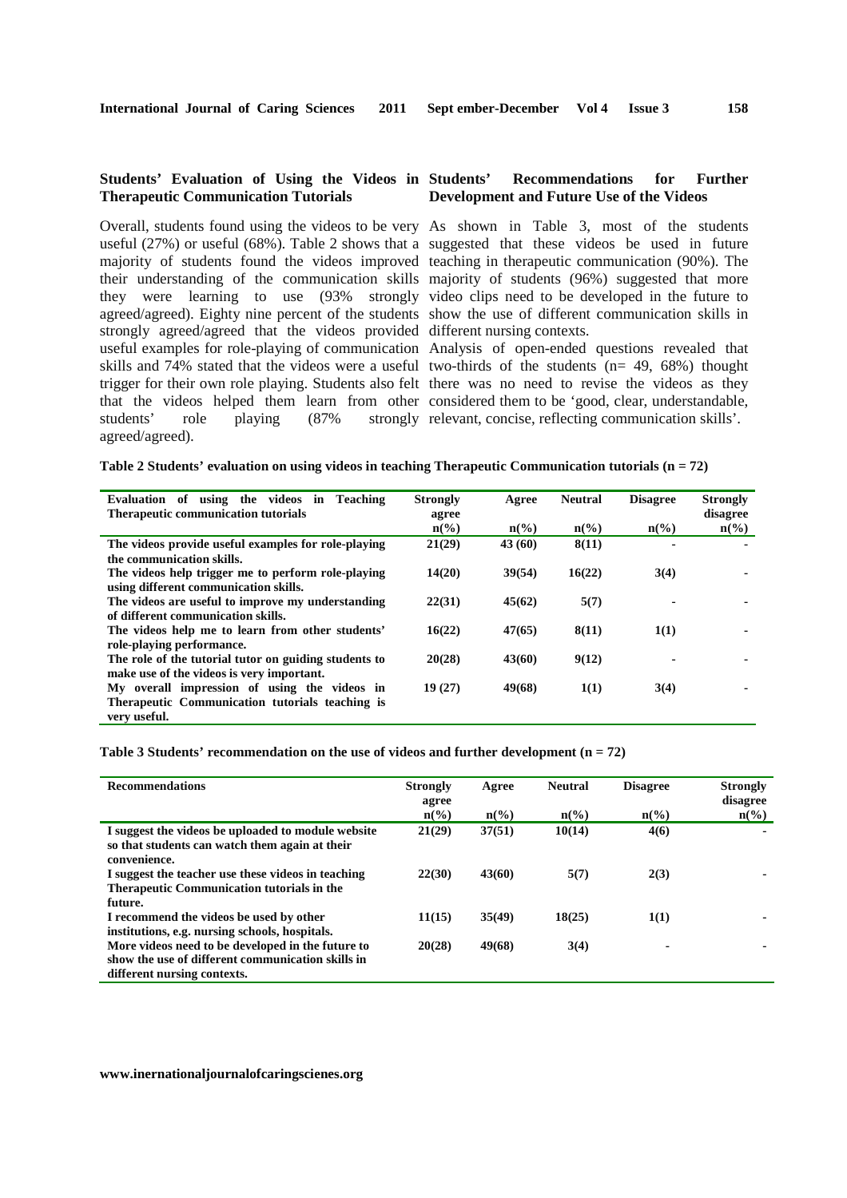### Students' Evaluation of Using the Videos in Therapeutic Communication Tutorials

Overall, students found using the videos to be very useful (27%) or useful (68%). Table 2 shows that a majority of students found the videos improved their understanding of the communication skills they were learning to use (93% strongly agreed/agreed). Eighty nine percent of the students strongly agreed/agreed that the videos provided useful examples for role-playing of communication skills and 74% stated that the videos were a useful trigger for their own role playing. Students also felt that the videos helped them learn from other students' role playing (87% strongly agreed/agreed).

### Students' Recommendations for Further Development and Future Use of the Videos

As shown in Table 3, most of the students suggested that these videos be used in future teaching in therapeutic communication (90%). The majority of students (96%) suggested that more video clips need to be developed in the future to show the use of different communication skills in different nursing contexts.

Analysis of open-ended questions revealed that two-thirds of the students (n= 49, 68%) thought there was no need to revise the videos as they considered them to be 'good, clear, understandable, relevant, concise, reflecting communication skills'.

**Table 2 Students' evaluation on using videos in teaching Therapeutic Communication tutorials (n = 72)**

| Evaluation of using the videos in Teaching Therapeutic communication tutorials | Strongly agree n(%) | Agree n(%) | Neutral n(%) | Disagree n(%) | Strongly disagree n(%) |
|---|---|---|---|---|---|
| The videos provide useful examples for role-playing the communication skills. | 21(29) | 43 (60) | 8(11) | - | - |
| The videos help trigger me to perform role-playing using different communication skills. | 14(20) | 39(54) | 16(22) | 3(4) | - |
| The videos are useful to improve my understanding of different communication skills. | 22(31) | 45(62) | 5(7) | - | - |
| The videos help me to learn from other students' role-playing performance. | 16(22) | 47(65) | 8(11) | 1(1) | - |
| The role of the tutorial tutor on guiding students to make use of the videos is very important. | 20(28) | 43(60) | 9(12) | - | - |
| My overall impression of using the videos in Therapeutic Communication tutorials teaching is very useful. | 19 (27) | 49(68) | 1(1) | 3(4) | - |

**Table 3 Students' recommendation on the use of videos and further development (n = 72)**

| Recommendations | Strongly agree n(%) | Agree n(%) | Neutral n(%) | Disagree n(%) | Strongly disagree n(%) |
|---|---|---|---|---|---|
| I suggest the videos be uploaded to module website so that students can watch them again at their convenience. | 21(29) | 37(51) | 10(14) | 4(6) | - |
| I suggest the teacher use these videos in teaching Therapeutic Communication tutorials in the future. | 22(30) | 43(60) | 5(7) | 2(3) | - |
| I recommend the videos be used by other institutions, e.g. nursing schools, hospitals. | 11(15) | 35(49) | 18(25) | 1(1) | - |
| More videos need to be developed in the future to show the use of different communication skills in different nursing contexts. | 20(28) | 49(68) | 3(4) | - | - |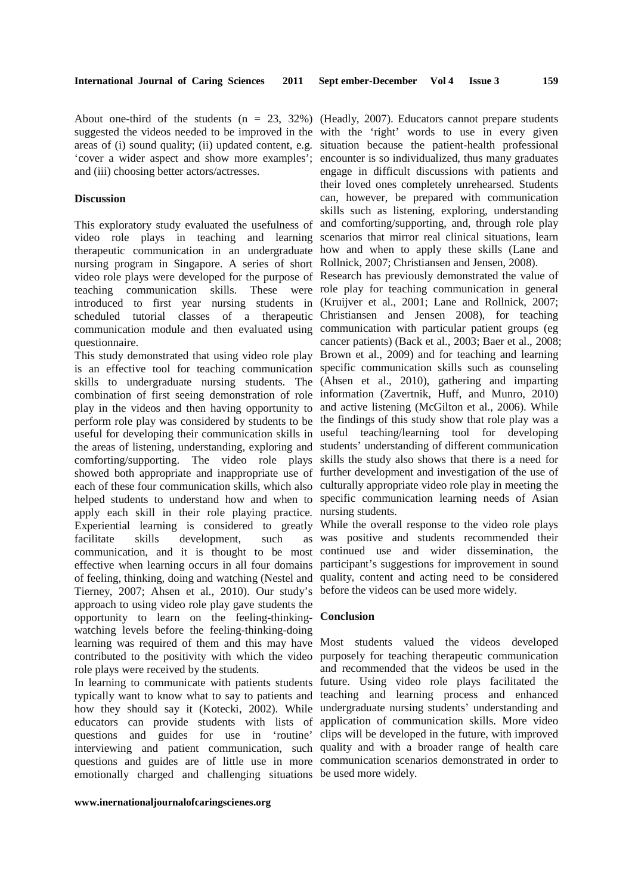About one-third of the students (n = 23, 32%) suggested the videos needed to be improved in the areas of (i) sound quality; (ii) updated content, e.g. 'cover a wider aspect and show more examples'; and (iii) choosing better actors/actresses.

**Discussion**

This exploratory study evaluated the usefulness of video role plays in teaching and learning therapeutic communication in an undergraduate nursing program in Singapore. A series of short video role plays were developed for the purpose of teaching communication skills. These were introduced to first year nursing students in scheduled tutorial classes of a therapeutic communication module and then evaluated using questionnaire.

This study demonstrated that using video role play is an effective tool for teaching communication skills to undergraduate nursing students. The combination of first seeing demonstration of role play in the videos and then having opportunity to perform role play was considered by students to be useful for developing their communication skills in the areas of listening, understanding, exploring and comforting/supporting. The video role plays showed both appropriate and inappropriate use of each of these four communication skills, which also helped students to understand how and when to apply each skill in their role playing practice. Experiential learning is considered to greatly facilitate skills development, such as communication, and it is thought to be most effective when learning occurs in all four domains of feeling, thinking, doing and watching (Nestel and Tierney, 2007; Ahsen et al., 2010). Our study's approach to using video role play gave students the opportunity to learn on the feeling-thinking-watching levels before the feeling-thinking-doing learning was required of them and this may have contributed to the positivity with which the video role plays were received by the students.

In learning to communicate with patients students typically want to know what to say to patients and how they should say it (Kotecki, 2002). While educators can provide students with lists of questions and guides for use in 'routine' interviewing and patient communication, such questions and guides are of little use in more emotionally charged and challenging situations (Headly, 2007). Educators cannot prepare students with the 'right' words to use in every given situation because the patient-health professional encounter is so individualized, thus many graduates engage in difficult discussions with patients and their loved ones completely unrehearsed. Students can, however, be prepared with communication skills such as listening, exploring, understanding and comforting/supporting, and, through role play scenarios that mirror real clinical situations, learn how and when to apply these skills (Lane and Rollnick, 2007; Christiansen and Jensen, 2008).

Research has previously demonstrated the value of role play for teaching communication in general (Kruijver et al., 2001; Lane and Rollnick, 2007; Christiansen and Jensen 2008), for teaching communication with particular patient groups (eg cancer patients) (Back et al., 2003; Baer et al., 2008; Brown et al., 2009) and for teaching and learning specific communication skills such as counseling (Ahsen et al., 2010), gathering and imparting information (Zavertnik, Huff, and Munro, 2010) and active listening (McGilton et al., 2006). While the findings of this study show that role play was a useful teaching/learning tool for developing students' understanding of different communication skills the study also shows that there is a need for further development and investigation of the use of culturally appropriate video role play in meeting the specific communication learning needs of Asian nursing students.

While the overall response to the video role plays was positive and students recommended their continued use and wider dissemination, the participant's suggestions for improvement in sound quality, content and acting need to be considered before the videos can be used more widely.

**Conclusion**

Most students valued the videos developed purposely for teaching therapeutic communication and recommended that the videos be used in the future. Using video role plays facilitated the teaching and learning process and enhanced undergraduate nursing students' understanding and application of communication skills. More video clips will be developed in the future, with improved quality and with a broader range of health care communication scenarios demonstrated in order to be used more widely.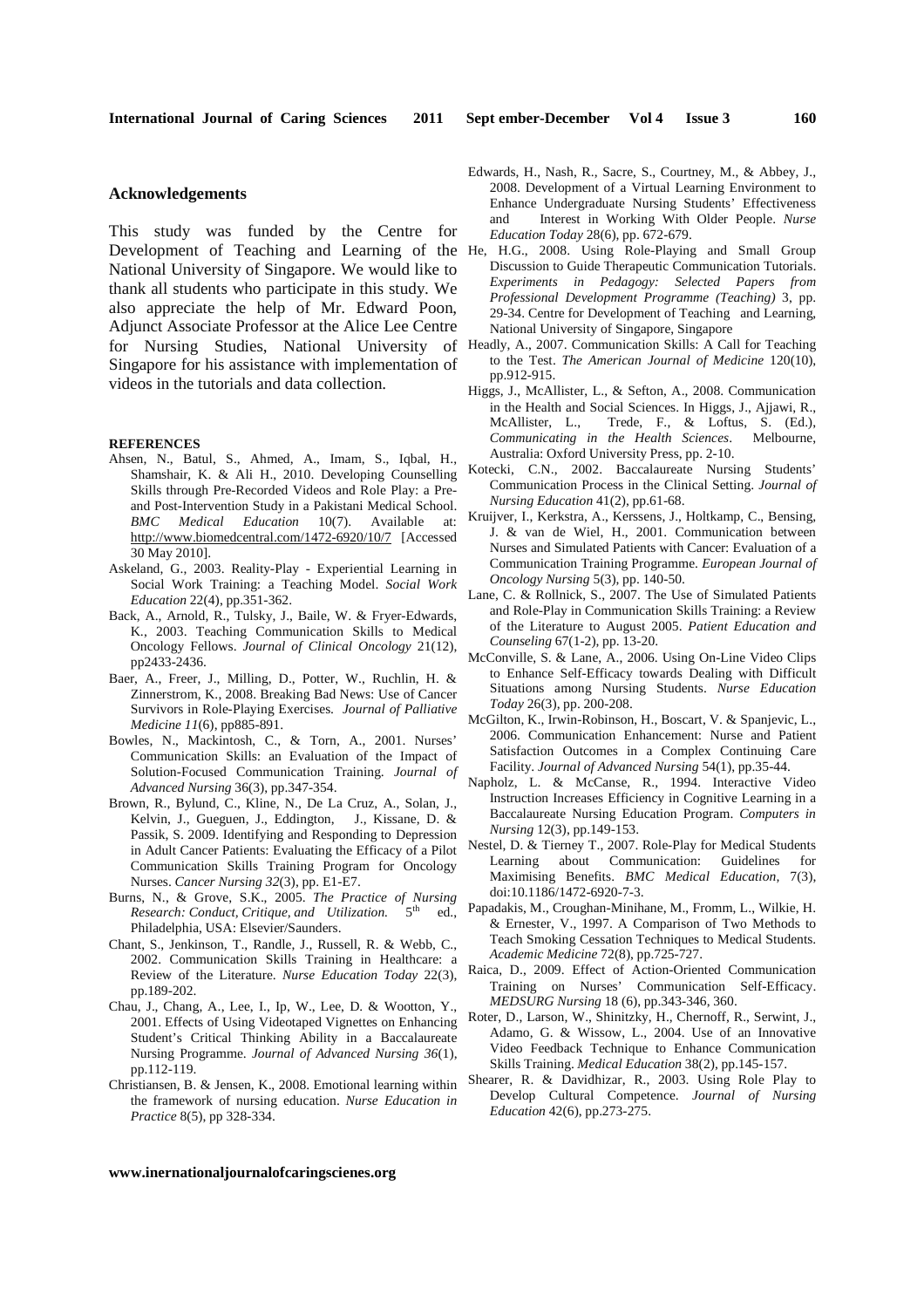## Acknowledgements

This study was funded by the Centre for Development of Teaching and Learning of the National University of Singapore. We would like to thank all students who participate in this study. We also appreciate the help of Mr. Edward Poon, Adjunct Associate Professor at the Alice Lee Centre for Nursing Studies, National University of Singapore for his assistance with implementation of videos in the tutorials and data collection.

**REFERENCES**

Ahsen, N., Batul, S., Ahmed, A., Imam, S., Iqbal, H., Shamshair, K. & Ali H., 2010. Developing Counselling Skills through Pre-Recorded Videos and Role Play: a Pre- and Post-Intervention Study in a Pakistani Medical School. *BMC Medical Education* 10(7). Available at: http://www.biomedcentral.com/1472-6920/10/7 [Accessed 30 May 2010].

Askeland, G., 2003. Reality-Play - Experiential Learning in Social Work Training: a Teaching Model. *Social Work Education* 22(4), pp.351-362.

Back, A., Arnold, R., Tulsky, J., Baile, W. & Fryer-Edwards, K., 2003. Teaching Communication Skills to Medical Oncology Fellows. *Journal of Clinical Oncology* 21(12), pp2433-2436.

Baer, A., Freer, J., Milling, D., Potter, W., Ruchlin, H. & Zinnerstrom, K., 2008. Breaking Bad News: Use of Cancer Survivors in Role-Playing Exercises. *Journal of Palliative Medicine 11*(6), pp885-891.

Bowles, N., Mackintosh, C., & Torn, A., 2001. Nurses' Communication Skills: an Evaluation of the Impact of Solution-Focused Communication Training. *Journal of Advanced Nursing* 36(3), pp.347-354.

Brown, R., Bylund, C., Kline, N., De La Cruz, A., Solan, J., Kelvin, J., Gueguen, J., Eddington, J., Kissane, D. & Passik, S. 2009. Identifying and Responding to Depression in Adult Cancer Patients: Evaluating the Efficacy of a Pilot Communication Skills Training Program for Oncology Nurses. *Cancer Nursing 32*(3), pp. E1-E7.

Burns, N., & Grove, S.K., 2005. *The Practice of Nursing Research: Conduct, Critique, and Utilization.* 5th ed., Philadelphia, USA: Elsevier/Saunders.

Chant, S., Jenkinson, T., Randle, J., Russell, R. & Webb, C., 2002. Communication Skills Training in Healthcare: a Review of the Literature. *Nurse Education Today* 22(3), pp.189-202.

Chau, J., Chang, A., Lee, I., Ip, W., Lee, D. & Wootton, Y., 2001. Effects of Using Videotaped Vignettes on Enhancing Student's Critical Thinking Ability in a Baccalaureate Nursing Programme. *Journal of Advanced Nursing 36*(1), pp.112-119.

Christiansen, B. & Jensen, K., 2008. Emotional learning within the framework of nursing education. *Nurse Education in Practice* 8(5), pp 328-334.

Edwards, H., Nash, R., Sacre, S., Courtney, M., & Abbey, J., 2008. Development of a Virtual Learning Environment to Enhance Undergraduate Nursing Students' Effectiveness and Interest in Working With Older People. *Nurse Education Today* 28(6), pp. 672-679.

He, H.G., 2008. Using Role-Playing and Small Group Discussion to Guide Therapeutic Communication Tutorials. *Experiments in Pedagogy: Selected Papers from Professional Development Programme (Teaching)* 3, pp. 29-34. Centre for Development of Teaching and Learning, National University of Singapore, Singapore

Headly, A., 2007. Communication Skills: A Call for Teaching to the Test. *The American Journal of Medicine* 120(10), pp.912-915.

Higgs, J., McAllister, L., & Sefton, A., 2008. Communication in the Health and Social Sciences. In Higgs, J., Ajjawi, R., McAllister, L., Trede, F., & Loftus, S. (Ed.), *Communicating in the Health Sciences*. Melbourne, Australia: Oxford University Press, pp. 2-10.

Kotecki, C.N., 2002. Baccalaureate Nursing Students' Communication Process in the Clinical Setting. *Journal of Nursing Education* 41(2), pp.61-68.

Kruijver, I., Kerkstra, A., Kerssens, J., Holtkamp, C., Bensing, J. & van de Wiel, H., 2001. Communication between Nurses and Simulated Patients with Cancer: Evaluation of a Communication Training Programme. *European Journal of Oncology Nursing* 5(3), pp. 140-50.

Lane, C. & Rollnick, S., 2007. The Use of Simulated Patients and Role-Play in Communication Skills Training: a Review of the Literature to August 2005. *Patient Education and Counseling* 67(1-2), pp. 13-20.

McConville, S. & Lane, A., 2006. Using On-Line Video Clips to Enhance Self-Efficacy towards Dealing with Difficult Situations among Nursing Students. *Nurse Education Today* 26(3), pp. 200-208.

McGilton, K., Irwin-Robinson, H., Boscart, V. & Spanjevic, L., 2006. Communication Enhancement: Nurse and Patient Satisfaction Outcomes in a Complex Continuing Care Facility. *Journal of Advanced Nursing* 54(1), pp.35-44.

Napholz, L. & McCanse, R., 1994. Interactive Video Instruction Increases Efficiency in Cognitive Learning in a Baccalaureate Nursing Education Program. *Computers in Nursing* 12(3), pp.149-153.

Nestel, D. & Tierney T., 2007. Role-Play for Medical Students Learning about Communication: Guidelines for Maximising Benefits. *BMC Medical Education*, 7(3), doi:10.1186/1472-6920-7-3.

Papadakis, M., Croughan-Minihane, M., Fromm, L., Wilkie, H. & Ernester, V., 1997. A Comparison of Two Methods to Teach Smoking Cessation Techniques to Medical Students. *Academic Medicine* 72(8), pp.725-727.

Raica, D., 2009. Effect of Action-Oriented Communication Training on Nurses' Communication Self-Efficacy. *MEDSURG Nursing* 18 (6), pp.343-346, 360.

Roter, D., Larson, W., Shinitzky, H., Chernoff, R., Serwint, J., Adamo, G. & Wissow, L., 2004. Use of an Innovative Video Feedback Technique to Enhance Communication Skills Training. *Medical Education* 38(2), pp.145-157.

Shearer, R. & Davidhizar, R., 2003. Using Role Play to Develop Cultural Competence. *Journal of Nursing Education* 42(6), pp.273-275.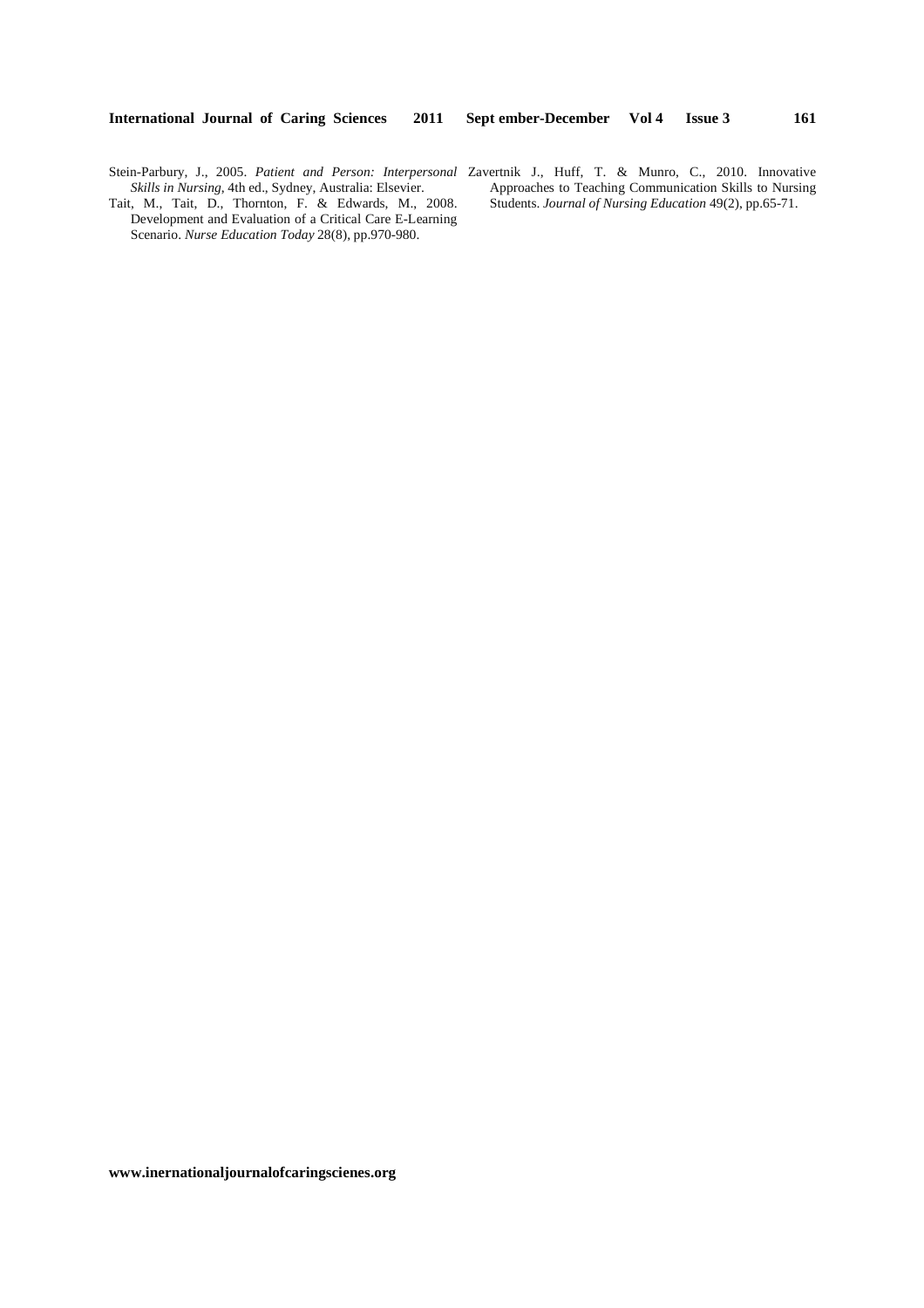Stein-Parbury, J., 2005. *Patient and Person: Interpersonal Skills in Nursing*, 4th ed., Sydney, Australia: Elsevier.

Tait, M., Tait, D., Thornton, F. & Edwards, M., 2008. Development and Evaluation of a Critical Care E-Learning Scenario. *Nurse Education Today* 28(8), pp.970-980.

Zavertnik J., Huff, T. & Munro, C., 2010. Innovative Approaches to Teaching Communication Skills to Nursing Students. *Journal of Nursing Education* 49(2), pp.65-71.